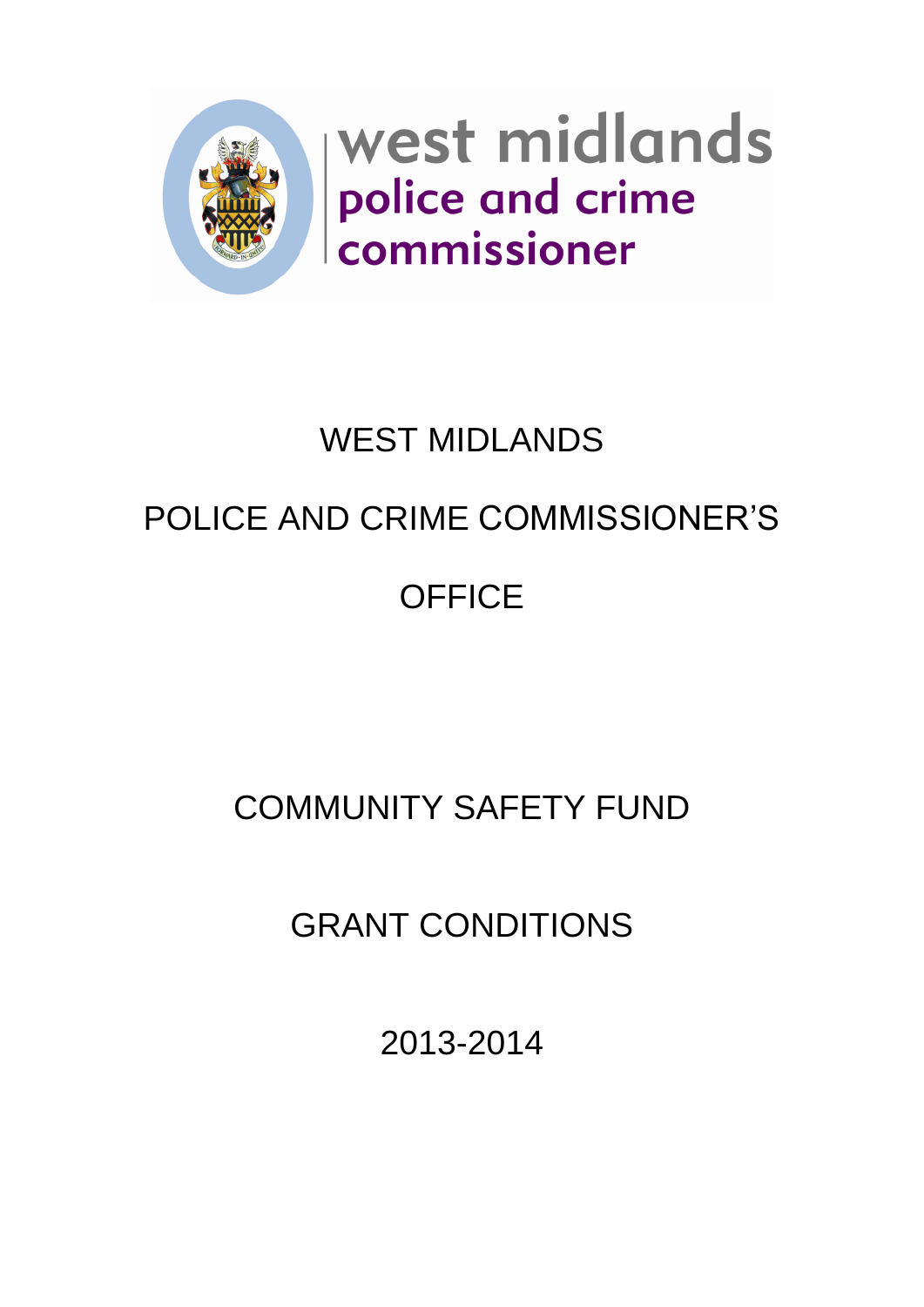west midlands
police and crime
commissioner

# WEST MIDLANDS

# POLICE AND CRIME COMMISSIONER'S

# OFFICE

# COMMUNITY SAFETY FUND

# GRANT CONDITIONS

# 2013-2014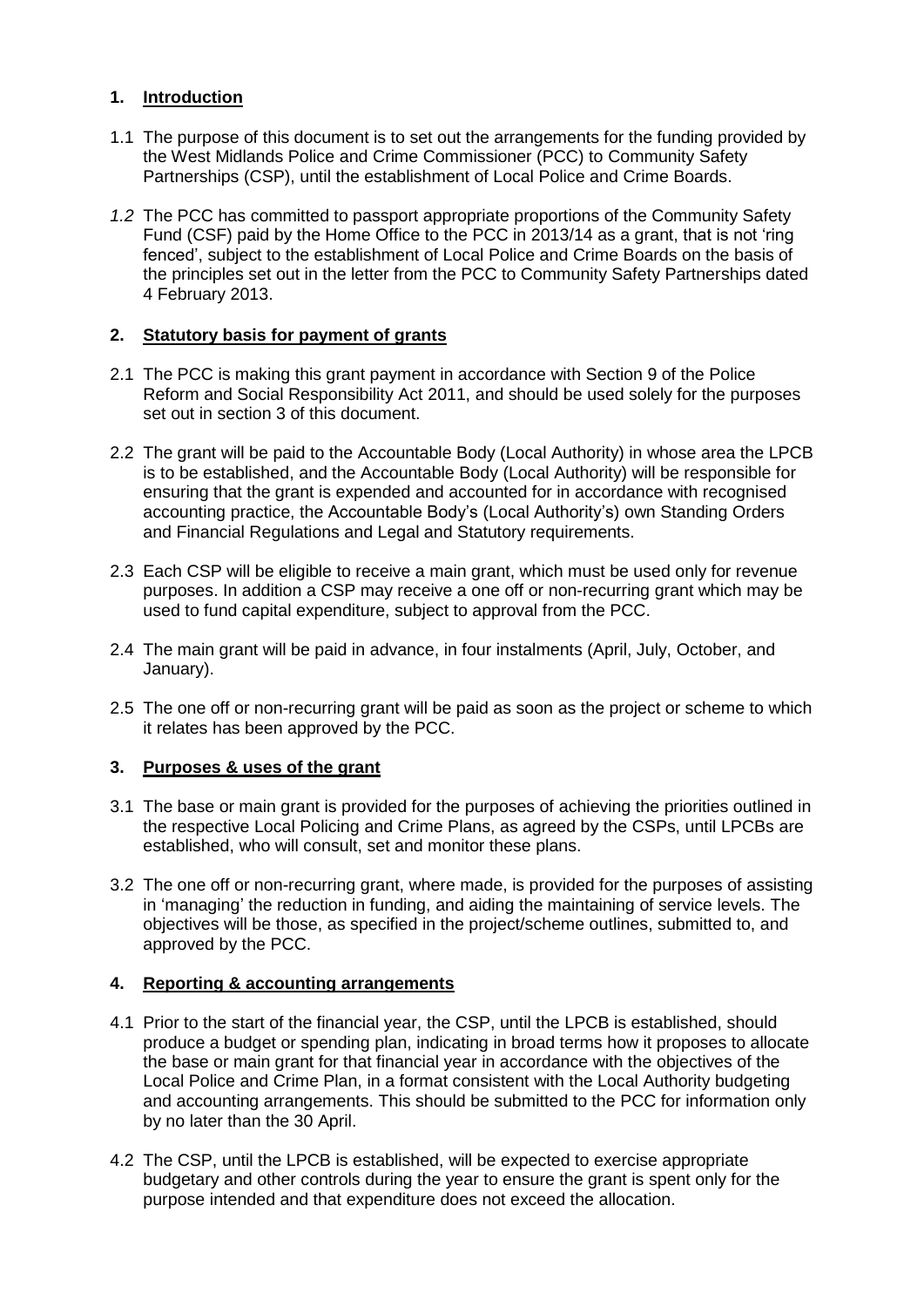## 1. Introduction

1.1 The purpose of this document is to set out the arrangements for the funding provided by the West Midlands Police and Crime Commissioner (PCC) to Community Safety Partnerships (CSP), until the establishment of Local Police and Crime Boards.

*1.2* The PCC has committed to passport appropriate proportions of the Community Safety Fund (CSF) paid by the Home Office to the PCC in 2013/14 as a grant, that is not 'ring fenced', subject to the establishment of Local Police and Crime Boards on the basis of the principles set out in the letter from the PCC to Community Safety Partnerships dated 4 February 2013.

## 2. Statutory basis for payment of grants

2.1 The PCC is making this grant payment in accordance with Section 9 of the Police Reform and Social Responsibility Act 2011, and should be used solely for the purposes set out in section 3 of this document.

2.2 The grant will be paid to the Accountable Body (Local Authority) in whose area the LPCB is to be established, and the Accountable Body (Local Authority) will be responsible for ensuring that the grant is expended and accounted for in accordance with recognised accounting practice, the Accountable Body's (Local Authority's) own Standing Orders and Financial Regulations and Legal and Statutory requirements.

2.3 Each CSP will be eligible to receive a main grant, which must be used only for revenue purposes. In addition a CSP may receive a one off or non-recurring grant which may be used to fund capital expenditure, subject to approval from the PCC.

2.4 The main grant will be paid in advance, in four instalments (April, July, October, and January).

2.5 The one off or non-recurring grant will be paid as soon as the project or scheme to which it relates has been approved by the PCC.

## 3. Purposes & uses of the grant

3.1 The base or main grant is provided for the purposes of achieving the priorities outlined in the respective Local Policing and Crime Plans, as agreed by the CSPs, until LPCBs are established, who will consult, set and monitor these plans.

3.2 The one off or non-recurring grant, where made, is provided for the purposes of assisting in 'managing' the reduction in funding, and aiding the maintaining of service levels. The objectives will be those, as specified in the project/scheme outlines, submitted to, and approved by the PCC.

## 4. Reporting & accounting arrangements

4.1 Prior to the start of the financial year, the CSP, until the LPCB is established, should produce a budget or spending plan, indicating in broad terms how it proposes to allocate the base or main grant for that financial year in accordance with the objectives of the Local Police and Crime Plan, in a format consistent with the Local Authority budgeting and accounting arrangements. This should be submitted to the PCC for information only by no later than the 30 April.

4.2 The CSP, until the LPCB is established, will be expected to exercise appropriate budgetary and other controls during the year to ensure the grant is spent only for the purpose intended and that expenditure does not exceed the allocation.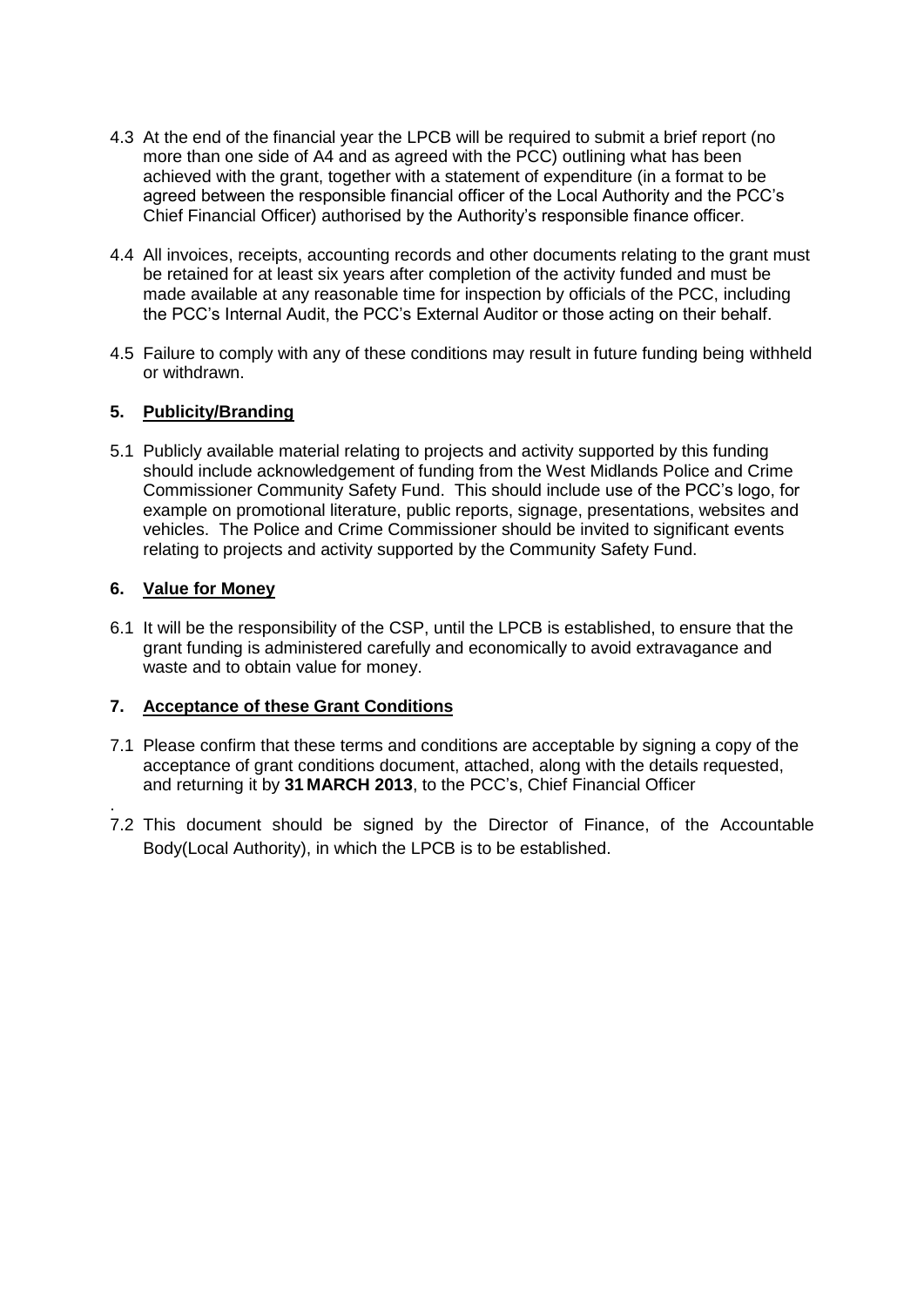4.3 At the end of the financial year the LPCB will be required to submit a brief report (no more than one side of A4 and as agreed with the PCC) outlining what has been achieved with the grant, together with a statement of expenditure (in a format to be agreed between the responsible financial officer of the Local Authority and the PCC's Chief Financial Officer) authorised by the Authority's responsible finance officer.

4.4 All invoices, receipts, accounting records and other documents relating to the grant must be retained for at least six years after completion of the activity funded and must be made available at any reasonable time for inspection by officials of the PCC, including the PCC's Internal Audit, the PCC's External Auditor or those acting on their behalf.

4.5 Failure to comply with any of these conditions may result in future funding being withheld or withdrawn.

## 5. <u>Publicity/Branding</u>

5.1 Publicly available material relating to projects and activity supported by this funding should include acknowledgement of funding from the West Midlands Police and Crime Commissioner Community Safety Fund. This should include use of the PCC's logo, for example on promotional literature, public reports, signage, presentations, websites and vehicles. The Police and Crime Commissioner should be invited to significant events relating to projects and activity supported by the Community Safety Fund.

## 6. <u>Value for Money</u>

6.1 It will be the responsibility of the CSP, until the LPCB is established, to ensure that the grant funding is administered carefully and economically to avoid extravagance and waste and to obtain value for money.

## 7. <u>Acceptance of these Grant Conditions</u>

7.1 Please confirm that these terms and conditions are acceptable by signing a copy of the acceptance of grant conditions document, attached, along with the details requested, and returning it by **31 MARCH 2013**, to the PCC's, Chief Financial Officer

.

7.2 This document should be signed by the Director of Finance, of the Accountable Body(Local Authority), in which the LPCB is to be established.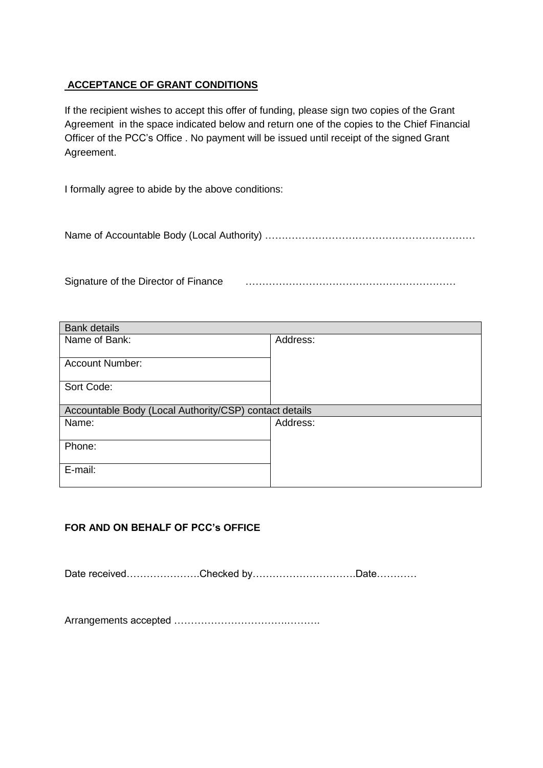**ACCEPTANCE OF GRANT CONDITIONS**

If the recipient wishes to accept this offer of funding, please sign two copies of the Grant Agreement in the space indicated below and return one of the copies to the Chief Financial Officer of the PCC's Office . No payment will be issued until receipt of the signed Grant Agreement.

I formally agree to abide by the above conditions:

Name of Accountable Body (Local Authority) ………………………………………………………

Signature of the Director of Finance ………………………………………………………

| Bank details | |
|---|---|
| Name of Bank: | Address: |
| Account Number: | |
| Sort Code: | |
| **Accountable Body (Local Authority/CSP) contact details** | |
| Name: | Address: |
| Phone: | |
| E-mail: | |

**FOR AND ON BEHALF OF PCC's OFFICE**

Date received………………….Checked by………………………….Date…………

Arrangements accepted …………………………………….